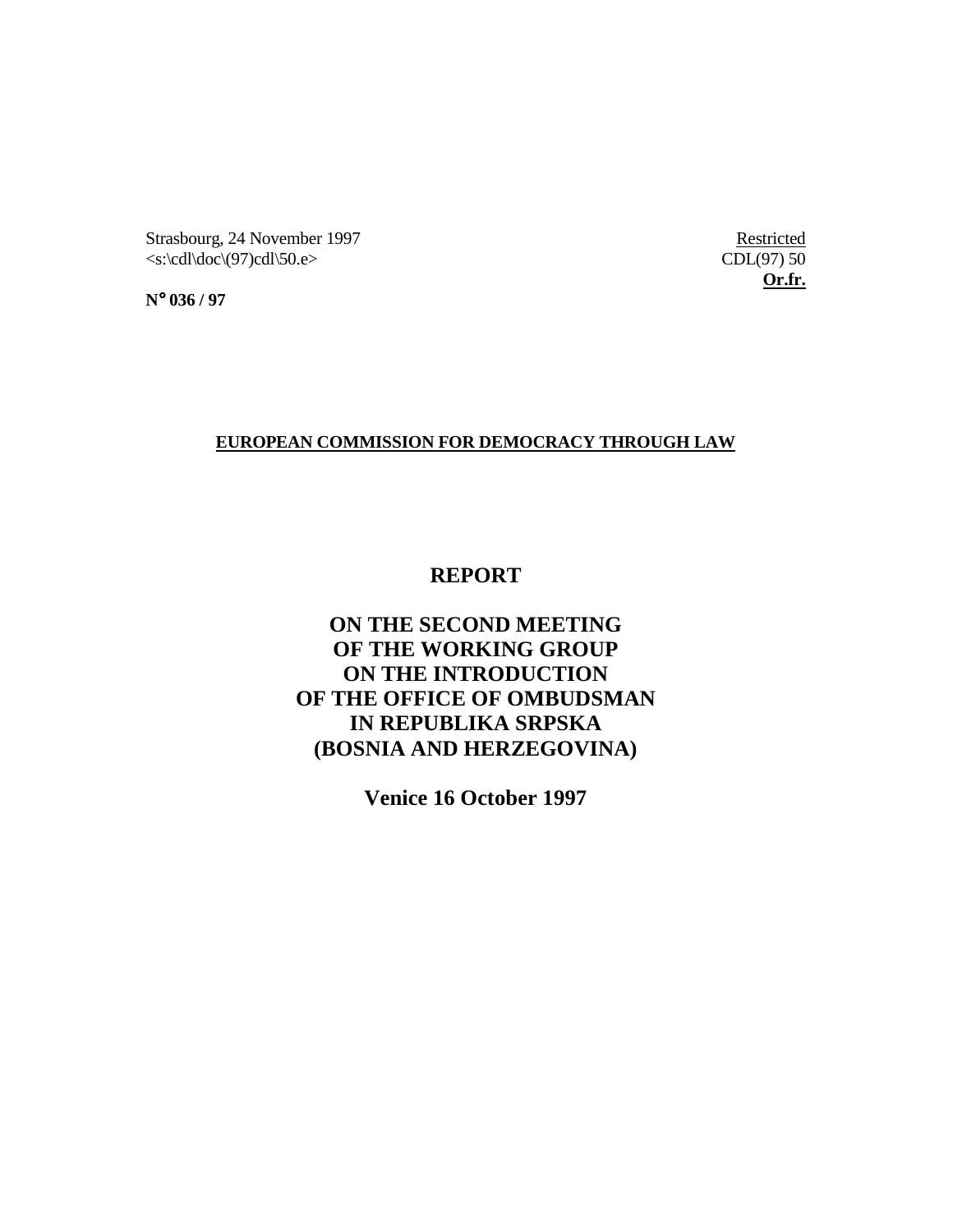Strasbourg, 24 November 1997
<s:\cdl\doc\(97)cdl\50.e>

Restricted
CDL(97) 50
**Or.fr.**

**N° 036 / 97**

**EUROPEAN COMMISSION FOR DEMOCRACY THROUGH LAW**

# REPORT

# ON THE SECOND MEETING OF THE WORKING GROUP ON THE INTRODUCTION OF THE OFFICE OF OMBUDSMAN IN REPUBLIKA SRPSKA (BOSNIA AND HERZEGOVINA)

## Venice 16 October 1997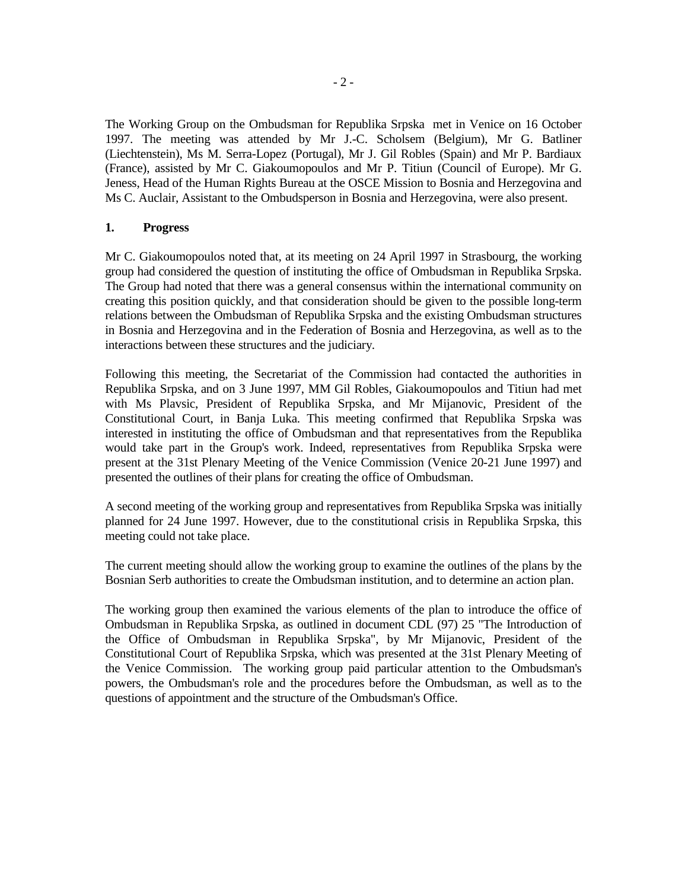The Working Group on the Ombudsman for Republika Srpska met in Venice on 16 October 1997. The meeting was attended by Mr J.-C. Scholsem (Belgium), Mr G. Batliner (Liechtenstein), Ms M. Serra-Lopez (Portugal), Mr J. Gil Robles (Spain) and Mr P. Bardiaux (France), assisted by Mr C. Giakoumopoulos and Mr P. Titiun (Council of Europe). Mr G. Jeness, Head of the Human Rights Bureau at the OSCE Mission to Bosnia and Herzegovina and Ms C. Auclair, Assistant to the Ombudsperson in Bosnia and Herzegovina, were also present.

## 1. Progress

Mr C. Giakoumopoulos noted that, at its meeting on 24 April 1997 in Strasbourg, the working group had considered the question of instituting the office of Ombudsman in Republika Srpska. The Group had noted that there was a general consensus within the international community on creating this position quickly, and that consideration should be given to the possible long-term relations between the Ombudsman of Republika Srpska and the existing Ombudsman structures in Bosnia and Herzegovina and in the Federation of Bosnia and Herzegovina, as well as to the interactions between these structures and the judiciary.

Following this meeting, the Secretariat of the Commission had contacted the authorities in Republika Srpska, and on 3 June 1997, MM Gil Robles, Giakoumopoulos and Titiun had met with Ms Plavsic, President of Republika Srpska, and Mr Mijanovic, President of the Constitutional Court, in Banja Luka. This meeting confirmed that Republika Srpska was interested in instituting the office of Ombudsman and that representatives from the Republika would take part in the Group's work. Indeed, representatives from Republika Srpska were present at the 31st Plenary Meeting of the Venice Commission (Venice 20-21 June 1997) and presented the outlines of their plans for creating the office of Ombudsman.

A second meeting of the working group and representatives from Republika Srpska was initially planned for 24 June 1997. However, due to the constitutional crisis in Republika Srpska, this meeting could not take place.

The current meeting should allow the working group to examine the outlines of the plans by the Bosnian Serb authorities to create the Ombudsman institution, and to determine an action plan.

The working group then examined the various elements of the plan to introduce the office of Ombudsman in Republika Srpska, as outlined in document CDL (97) 25 "The Introduction of the Office of Ombudsman in Republika Srpska", by Mr Mijanovic, President of the Constitutional Court of Republika Srpska, which was presented at the 31st Plenary Meeting of the Venice Commission. The working group paid particular attention to the Ombudsman's powers, the Ombudsman's role and the procedures before the Ombudsman, as well as to the questions of appointment and the structure of the Ombudsman's Office.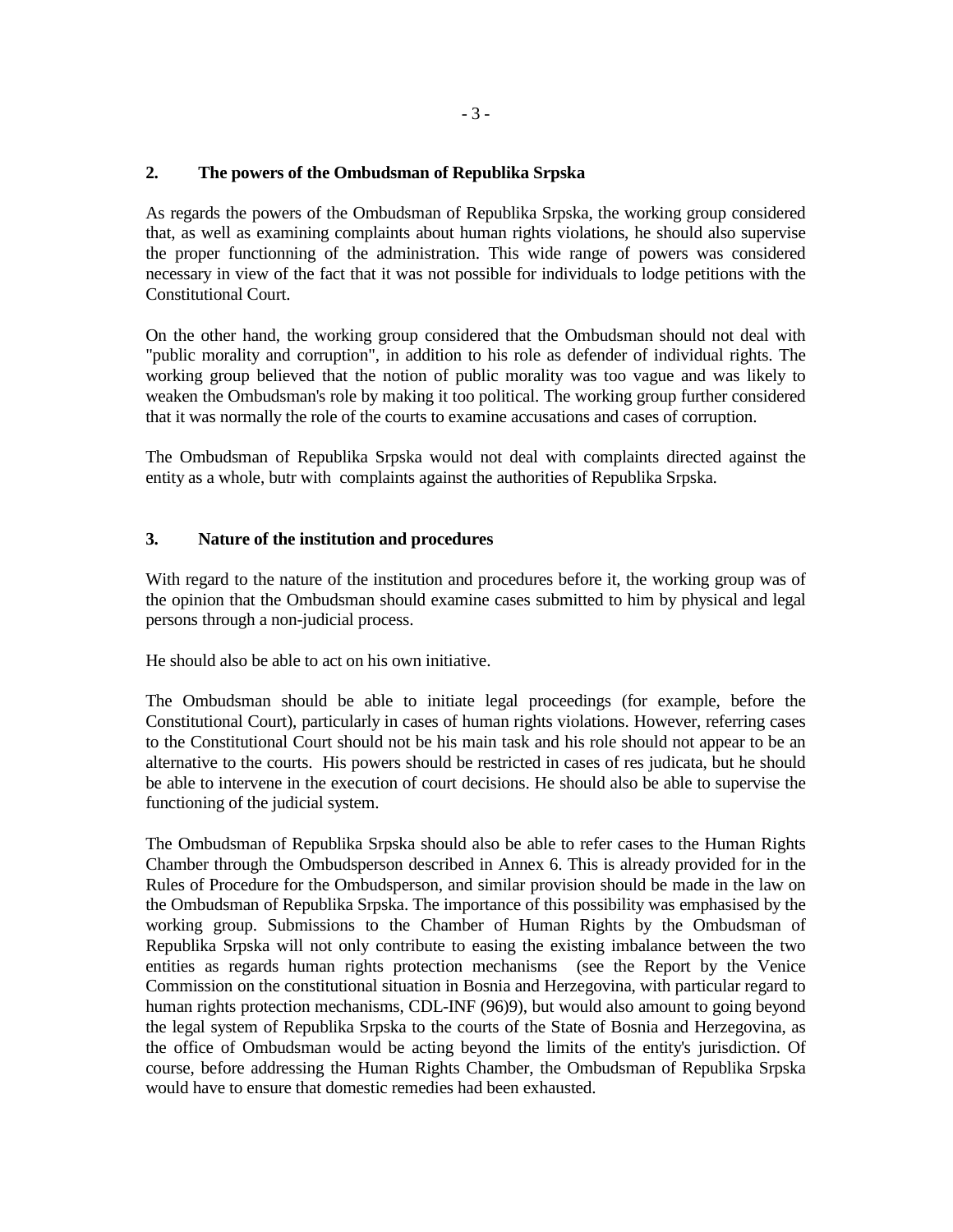## 2. The powers of the Ombudsman of Republika Srpska

As regards the powers of the Ombudsman of Republika Srpska, the working group considered that, as well as examining complaints about human rights violations, he should also supervise the proper functionning of the administration. This wide range of powers was considered necessary in view of the fact that it was not possible for individuals to lodge petitions with the Constitutional Court.

On the other hand, the working group considered that the Ombudsman should not deal with "public morality and corruption", in addition to his role as defender of individual rights. The working group believed that the notion of public morality was too vague and was likely to weaken the Ombudsman's role by making it too political. The working group further considered that it was normally the role of the courts to examine accusations and cases of corruption.

The Ombudsman of Republika Srpska would not deal with complaints directed against the entity as a whole, butr with complaints against the authorities of Republika Srpska.

## 3. Nature of the institution and procedures

With regard to the nature of the institution and procedures before it, the working group was of the opinion that the Ombudsman should examine cases submitted to him by physical and legal persons through a non-judicial process.

He should also be able to act on his own initiative.

The Ombudsman should be able to initiate legal proceedings (for example, before the Constitutional Court), particularly in cases of human rights violations. However, referring cases to the Constitutional Court should not be his main task and his role should not appear to be an alternative to the courts. His powers should be restricted in cases of res judicata, but he should be able to intervene in the execution of court decisions. He should also be able to supervise the functioning of the judicial system.

The Ombudsman of Republika Srpska should also be able to refer cases to the Human Rights Chamber through the Ombudsperson described in Annex 6. This is already provided for in the Rules of Procedure for the Ombudsperson, and similar provision should be made in the law on the Ombudsman of Republika Srpska. The importance of this possibility was emphasised by the working group. Submissions to the Chamber of Human Rights by the Ombudsman of Republika Srpska will not only contribute to easing the existing imbalance between the two entities as regards human rights protection mechanisms (see the Report by the Venice Commission on the constitutional situation in Bosnia and Herzegovina, with particular regard to human rights protection mechanisms, CDL-INF (96)9), but would also amount to going beyond the legal system of Republika Srpska to the courts of the State of Bosnia and Herzegovina, as the office of Ombudsman would be acting beyond the limits of the entity's jurisdiction. Of course, before addressing the Human Rights Chamber, the Ombudsman of Republika Srpska would have to ensure that domestic remedies had been exhausted.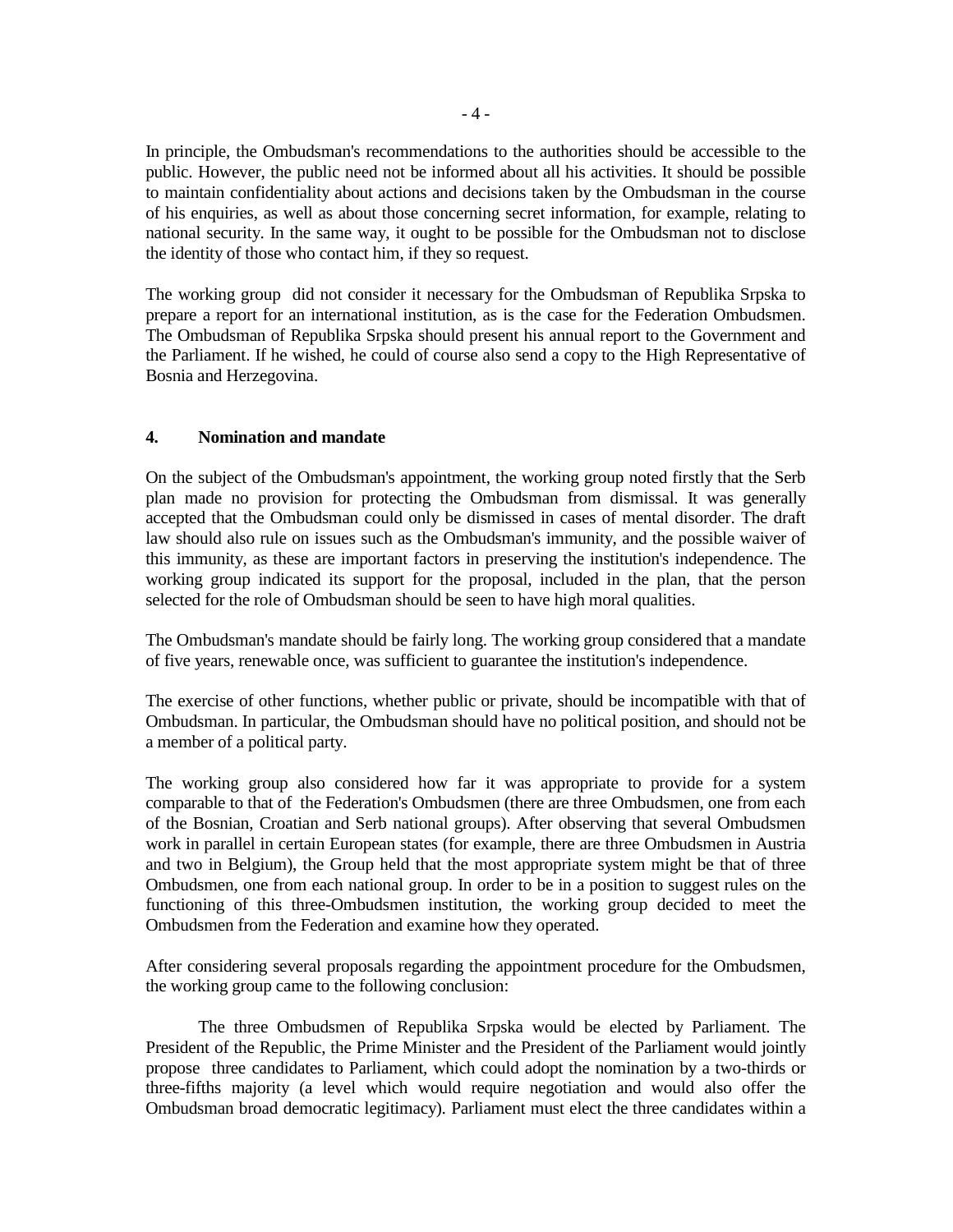In principle, the Ombudsman's recommendations to the authorities should be accessible to the public. However, the public need not be informed about all his activities. It should be possible to maintain confidentiality about actions and decisions taken by the Ombudsman in the course of his enquiries, as well as about those concerning secret information, for example, relating to national security. In the same way, it ought to be possible for the Ombudsman not to disclose the identity of those who contact him, if they so request.

The working group did not consider it necessary for the Ombudsman of Republika Srpska to prepare a report for an international institution, as is the case for the Federation Ombudsmen. The Ombudsman of Republika Srpska should present his annual report to the Government and the Parliament. If he wished, he could of course also send a copy to the High Representative of Bosnia and Herzegovina.

## 4. Nomination and mandate

On the subject of the Ombudsman's appointment, the working group noted firstly that the Serb plan made no provision for protecting the Ombudsman from dismissal. It was generally accepted that the Ombudsman could only be dismissed in cases of mental disorder. The draft law should also rule on issues such as the Ombudsman's immunity, and the possible waiver of this immunity, as these are important factors in preserving the institution's independence. The working group indicated its support for the proposal, included in the plan, that the person selected for the role of Ombudsman should be seen to have high moral qualities.

The Ombudsman's mandate should be fairly long. The working group considered that a mandate of five years, renewable once, was sufficient to guarantee the institution's independence.

The exercise of other functions, whether public or private, should be incompatible with that of Ombudsman. In particular, the Ombudsman should have no political position, and should not be a member of a political party.

The working group also considered how far it was appropriate to provide for a system comparable to that of the Federation's Ombudsmen (there are three Ombudsmen, one from each of the Bosnian, Croatian and Serb national groups). After observing that several Ombudsmen work in parallel in certain European states (for example, there are three Ombudsmen in Austria and two in Belgium), the Group held that the most appropriate system might be that of three Ombudsmen, one from each national group. In order to be in a position to suggest rules on the functioning of this three-Ombudsmen institution, the working group decided to meet the Ombudsmen from the Federation and examine how they operated.

After considering several proposals regarding the appointment procedure for the Ombudsmen, the working group came to the following conclusion:

The three Ombudsmen of Republika Srpska would be elected by Parliament. The President of the Republic, the Prime Minister and the President of the Parliament would jointly propose three candidates to Parliament, which could adopt the nomination by a two-thirds or three-fifths majority (a level which would require negotiation and would also offer the Ombudsman broad democratic legitimacy). Parliament must elect the three candidates within a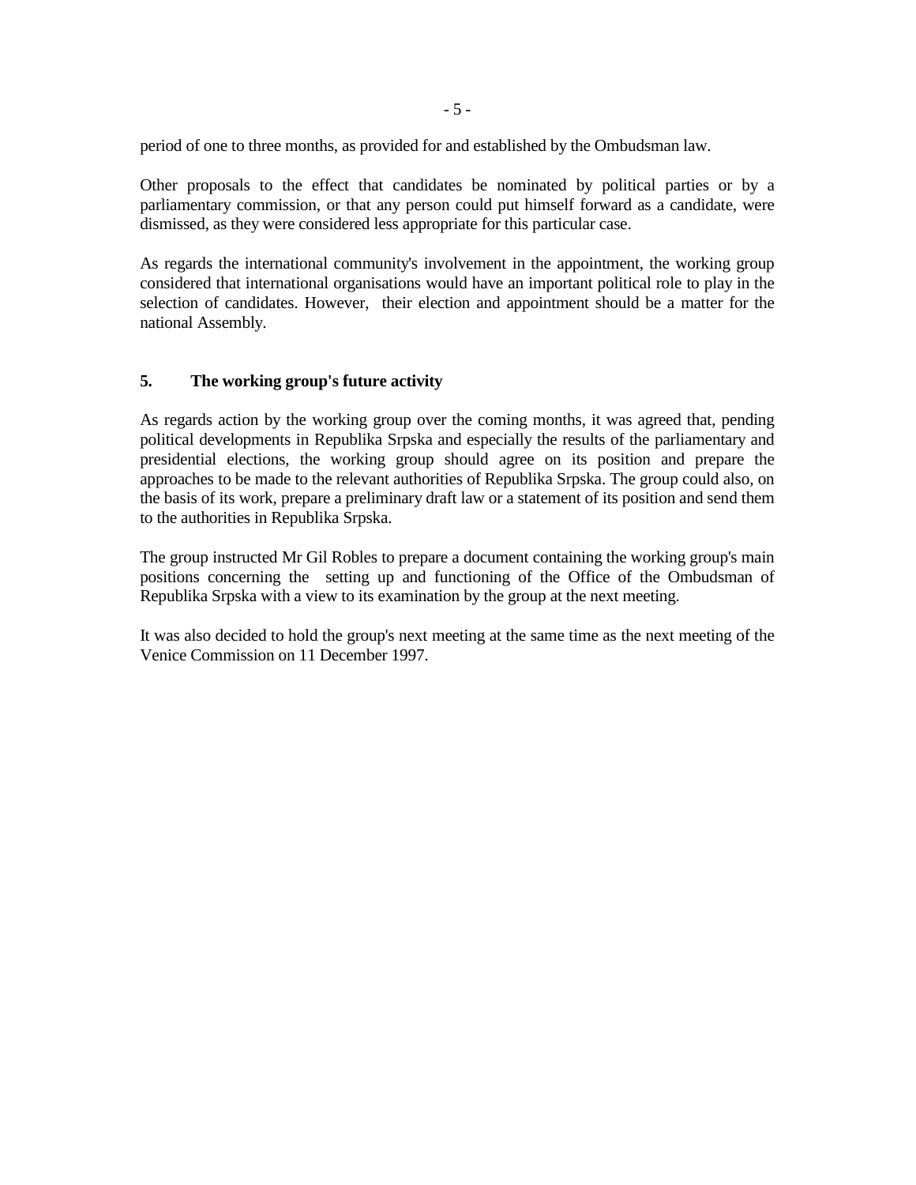period of one to three months, as provided for and established by the Ombudsman law.

Other proposals to the effect that candidates be nominated by political parties or by a parliamentary commission, or that any person could put himself forward as a candidate, were dismissed, as they were considered less appropriate for this particular case.

As regards the international community's involvement in the appointment, the working group considered that international organisations would have an important political role to play in the selection of candidates. However, their election and appointment should be a matter for the national Assembly.

## 5. The working group's future activity

As regards action by the working group over the coming months, it was agreed that, pending political developments in Republika Srpska and especially the results of the parliamentary and presidential elections, the working group should agree on its position and prepare the approaches to be made to the relevant authorities of Republika Srpska. The group could also, on the basis of its work, prepare a preliminary draft law or a statement of its position and send them to the authorities in Republika Srpska.

The group instructed Mr Gil Robles to prepare a document containing the working group's main positions concerning the setting up and functioning of the Office of the Ombudsman of Republika Srpska with a view to its examination by the group at the next meeting.

It was also decided to hold the group's next meeting at the same time as the next meeting of the Venice Commission on 11 December 1997.